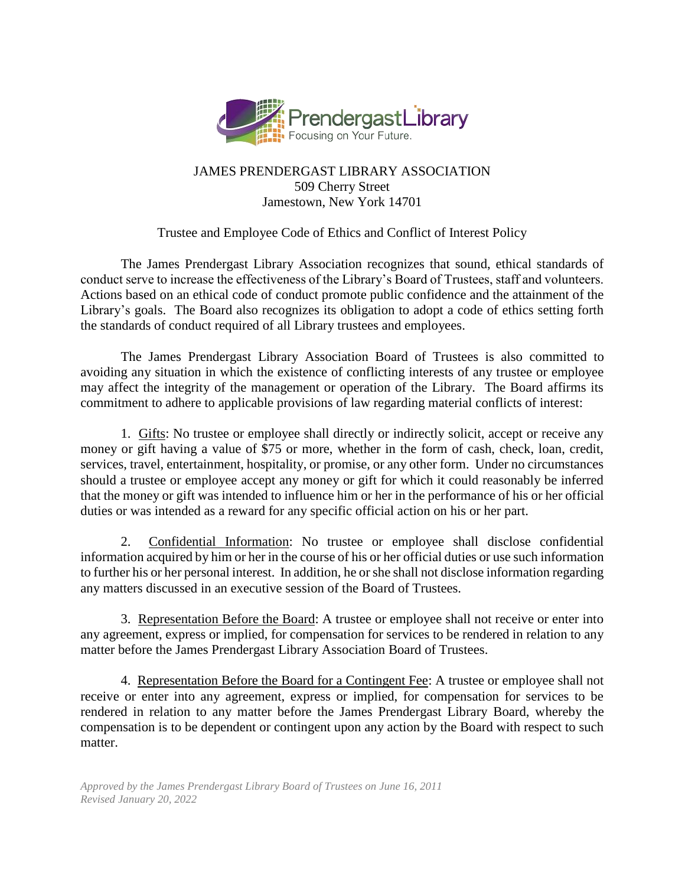JAMES PRENDERGAST LIBRARY ASSOCIATION
509 Cherry Street
Jamestown, New York 14701

Trustee and Employee Code of Ethics and Conflict of Interest Policy

The James Prendergast Library Association recognizes that sound, ethical standards of conduct serve to increase the effectiveness of the Library's Board of Trustees, staff and volunteers. Actions based on an ethical code of conduct promote public confidence and the attainment of the Library's goals. The Board also recognizes its obligation to adopt a code of ethics setting forth the standards of conduct required of all Library trustees and employees.

The James Prendergast Library Association Board of Trustees is also committed to avoiding any situation in which the existence of conflicting interests of any trustee or employee may affect the integrity of the management or operation of the Library. The Board affirms its commitment to adhere to applicable provisions of law regarding material conflicts of interest:

1. Gifts: No trustee or employee shall directly or indirectly solicit, accept or receive any money or gift having a value of $75 or more, whether in the form of cash, check, loan, credit, services, travel, entertainment, hospitality, or promise, or any other form. Under no circumstances should a trustee or employee accept any money or gift for which it could reasonably be inferred that the money or gift was intended to influence him or her in the performance of his or her official duties or was intended as a reward for any specific official action on his or her part.

2. Confidential Information: No trustee or employee shall disclose confidential information acquired by him or her in the course of his or her official duties or use such information to further his or her personal interest. In addition, he or she shall not disclose information regarding any matters discussed in an executive session of the Board of Trustees.

3. Representation Before the Board: A trustee or employee shall not receive or enter into any agreement, express or implied, for compensation for services to be rendered in relation to any matter before the James Prendergast Library Association Board of Trustees.

4. Representation Before the Board for a Contingent Fee: A trustee or employee shall not receive or enter into any agreement, express or implied, for compensation for services to be rendered in relation to any matter before the James Prendergast Library Board, whereby the compensation is to be dependent or contingent upon any action by the Board with respect to such matter.

*Approved by the James Prendergast Library Board of Trustees on June 16, 2011*
*Revised January 20, 2022*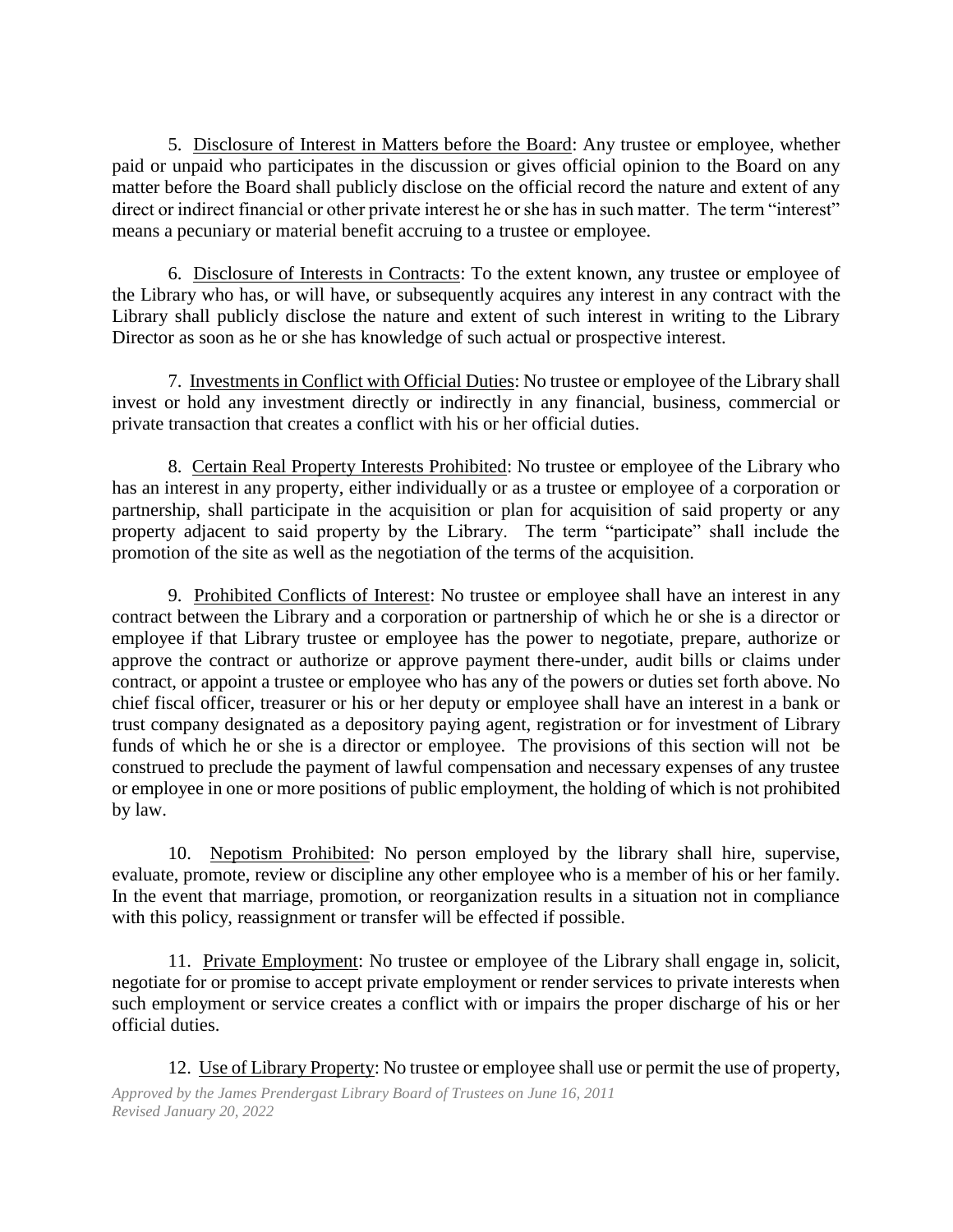5. Disclosure of Interest in Matters before the Board: Any trustee or employee, whether paid or unpaid who participates in the discussion or gives official opinion to the Board on any matter before the Board shall publicly disclose on the official record the nature and extent of any direct or indirect financial or other private interest he or she has in such matter. The term "interest" means a pecuniary or material benefit accruing to a trustee or employee.

6. Disclosure of Interests in Contracts: To the extent known, any trustee or employee of the Library who has, or will have, or subsequently acquires any interest in any contract with the Library shall publicly disclose the nature and extent of such interest in writing to the Library Director as soon as he or she has knowledge of such actual or prospective interest.

7. Investments in Conflict with Official Duties: No trustee or employee of the Library shall invest or hold any investment directly or indirectly in any financial, business, commercial or private transaction that creates a conflict with his or her official duties.

8. Certain Real Property Interests Prohibited: No trustee or employee of the Library who has an interest in any property, either individually or as a trustee or employee of a corporation or partnership, shall participate in the acquisition or plan for acquisition of said property or any property adjacent to said property by the Library. The term "participate" shall include the promotion of the site as well as the negotiation of the terms of the acquisition.

9. Prohibited Conflicts of Interest: No trustee or employee shall have an interest in any contract between the Library and a corporation or partnership of which he or she is a director or employee if that Library trustee or employee has the power to negotiate, prepare, authorize or approve the contract or authorize or approve payment there-under, audit bills or claims under contract, or appoint a trustee or employee who has any of the powers or duties set forth above. No chief fiscal officer, treasurer or his or her deputy or employee shall have an interest in a bank or trust company designated as a depository paying agent, registration or for investment of Library funds of which he or she is a director or employee. The provisions of this section will not be construed to preclude the payment of lawful compensation and necessary expenses of any trustee or employee in one or more positions of public employment, the holding of which is not prohibited by law.

10. Nepotism Prohibited: No person employed by the library shall hire, supervise, evaluate, promote, review or discipline any other employee who is a member of his or her family. In the event that marriage, promotion, or reorganization results in a situation not in compliance with this policy, reassignment or transfer will be effected if possible.

11. Private Employment: No trustee or employee of the Library shall engage in, solicit, negotiate for or promise to accept private employment or render services to private interests when such employment or service creates a conflict with or impairs the proper discharge of his or her official duties.

12. Use of Library Property: No trustee or employee shall use or permit the use of property,

*Approved by the James Prendergast Library Board of Trustees on June 16, 2011*
*Revised January 20, 2022*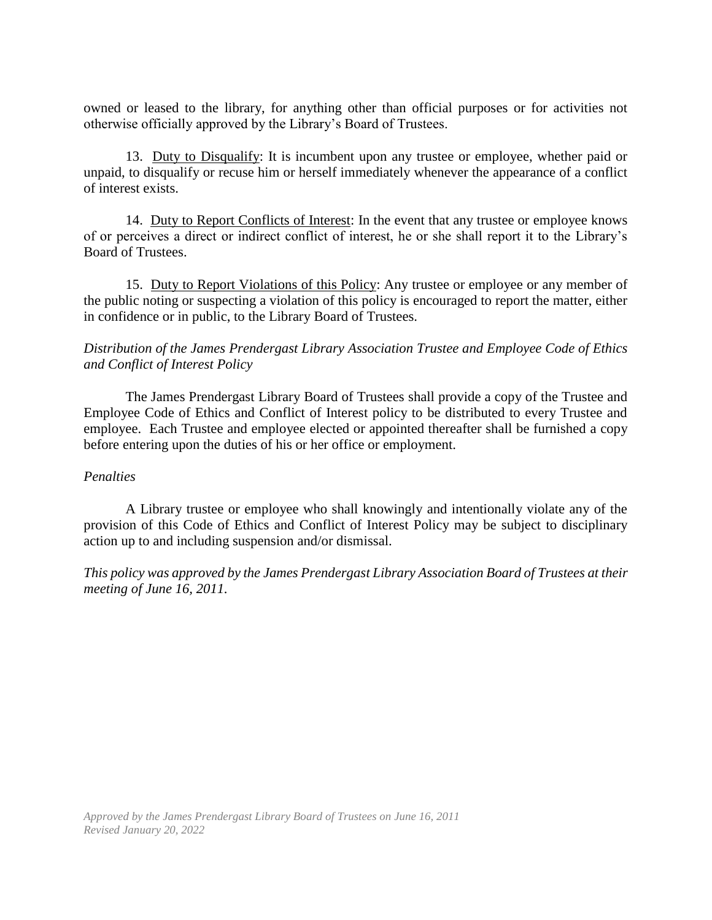owned or leased to the library, for anything other than official purposes or for activities not otherwise officially approved by the Library's Board of Trustees.

13. Duty to Disqualify: It is incumbent upon any trustee or employee, whether paid or unpaid, to disqualify or recuse him or herself immediately whenever the appearance of a conflict of interest exists.

14. Duty to Report Conflicts of Interest: In the event that any trustee or employee knows of or perceives a direct or indirect conflict of interest, he or she shall report it to the Library's Board of Trustees.

15. Duty to Report Violations of this Policy: Any trustee or employee or any member of the public noting or suspecting a violation of this policy is encouraged to report the matter, either in confidence or in public, to the Library Board of Trustees.

*Distribution of the James Prendergast Library Association Trustee and Employee Code of Ethics and Conflict of Interest Policy*

The James Prendergast Library Board of Trustees shall provide a copy of the Trustee and Employee Code of Ethics and Conflict of Interest policy to be distributed to every Trustee and employee. Each Trustee and employee elected or appointed thereafter shall be furnished a copy before entering upon the duties of his or her office or employment.

*Penalties*

A Library trustee or employee who shall knowingly and intentionally violate any of the provision of this Code of Ethics and Conflict of Interest Policy may be subject to disciplinary action up to and including suspension and/or dismissal.

*This policy was approved by the James Prendergast Library Association Board of Trustees at their meeting of June 16, 2011.*

*Approved by the James Prendergast Library Board of Trustees on June 16, 2011*
*Revised January 20, 2022*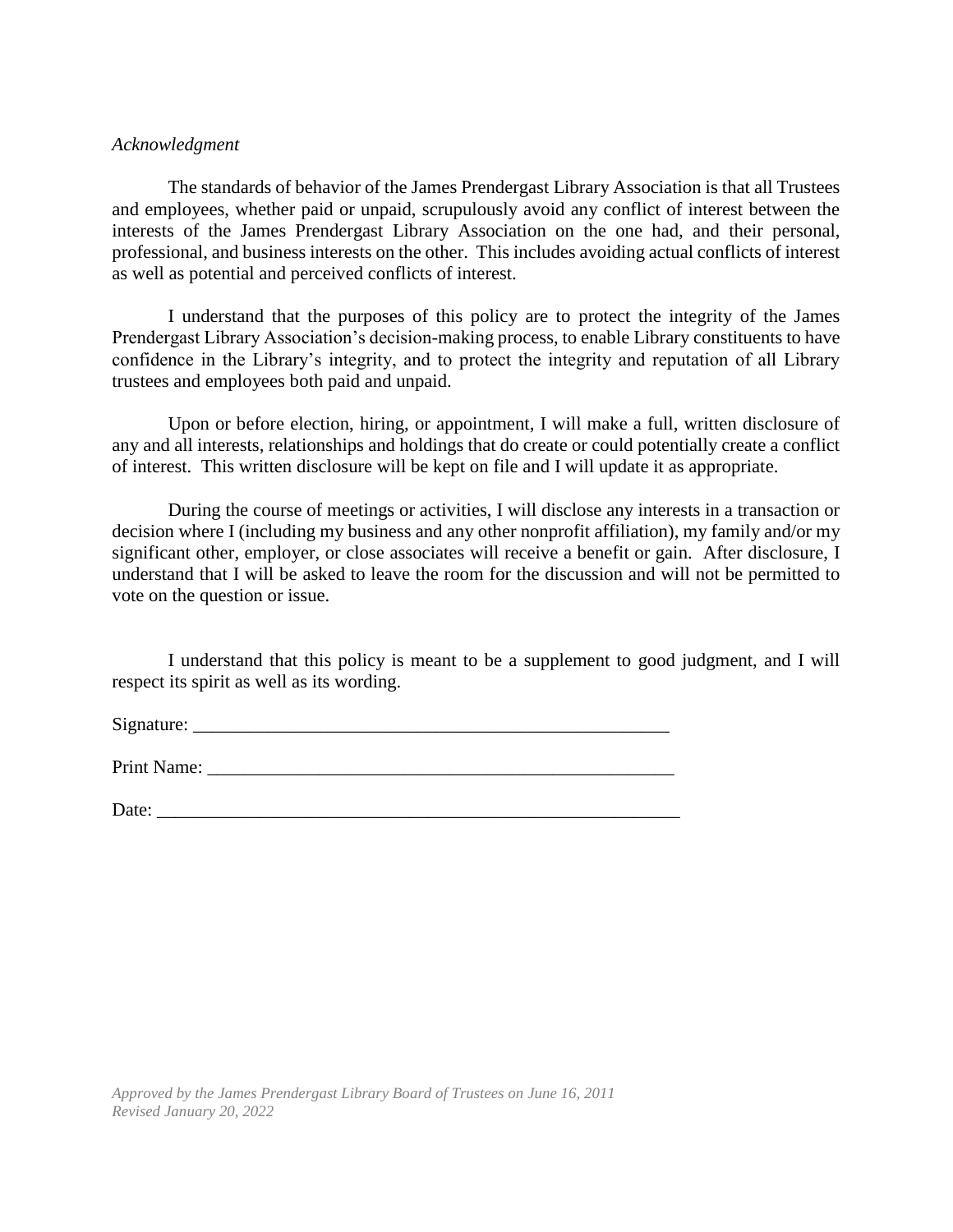*Acknowledgment*

The standards of behavior of the James Prendergast Library Association is that all Trustees and employees, whether paid or unpaid, scrupulously avoid any conflict of interest between the interests of the James Prendergast Library Association on the one had, and their personal, professional, and business interests on the other. This includes avoiding actual conflicts of interest as well as potential and perceived conflicts of interest.

I understand that the purposes of this policy are to protect the integrity of the James Prendergast Library Association's decision-making process, to enable Library constituents to have confidence in the Library's integrity, and to protect the integrity and reputation of all Library trustees and employees both paid and unpaid.

Upon or before election, hiring, or appointment, I will make a full, written disclosure of any and all interests, relationships and holdings that do create or could potentially create a conflict of interest. This written disclosure will be kept on file and I will update it as appropriate.

During the course of meetings or activities, I will disclose any interests in a transaction or decision where I (including my business and any other nonprofit affiliation), my family and/or my significant other, employer, or close associates will receive a benefit or gain. After disclosure, I understand that I will be asked to leave the room for the discussion and will not be permitted to vote on the question or issue.

I understand that this policy is meant to be a supplement to good judgment, and I will respect its spirit as well as its wording.

Signature: ____________________________________________________

Print Name: ____________________________________________________

Date: __________________________________________________________

*Approved by the James Prendergast Library Board of Trustees on June 16, 2011*
*Revised January 20, 2022*